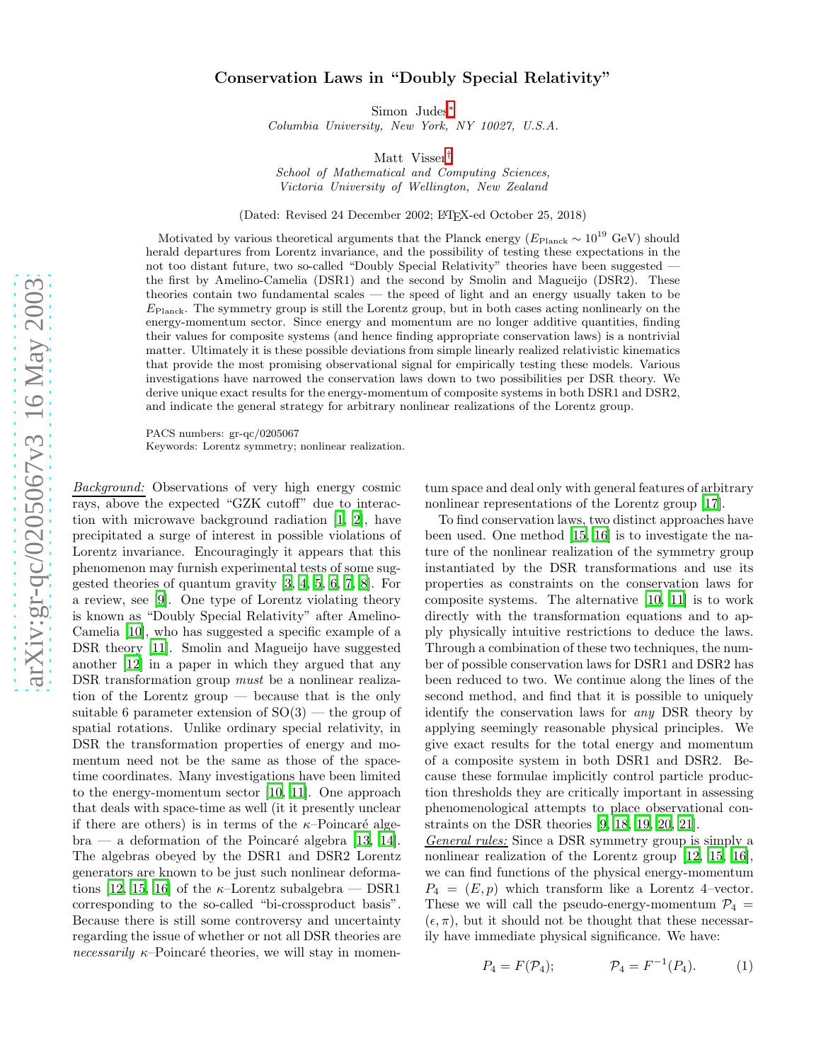# Conservation Laws in "Doubly Special Relativity"

Simon Judes[*]
*Columbia University, New York, NY 10027, U.S.A.*

Matt Visser[†]
*School of Mathematical and Computing Sciences,*
*Victoria University of Wellington, New Zealand*

(Dated: Revised 24 December 2002; LaTeX-ed October 25, 2018)

Motivated by various theoretical arguments that the Planck energy ($E_{\rm Planck} \sim 10^{19}$ GeV) should herald departures from Lorentz invariance, and the possibility of testing these expectations in the not too distant future, two so-called "Doubly Special Relativity" theories have been suggested — the first by Amelino-Camelia (DSR1) and the second by Smolin and Magueijo (DSR2). These theories contain two fundamental scales — the speed of light and an energy usually taken to be $E_{\rm Planck}$. The symmetry group is still the Lorentz group, but in both cases acting nonlinearly on the energy-momentum sector. Since energy and momentum are no longer additive quantities, finding their values for composite systems (and hence finding appropriate conservation laws) is a nontrivial matter. Ultimately it is these possible deviations from simple linearly realized relativistic kinematics that provide the most promising observational signal for empirically testing these models. Various investigations have narrowed the conservation laws down to two possibilities per DSR theory. We derive unique exact results for the energy-momentum of composite systems in both DSR1 and DSR2, and indicate the general strategy for arbitrary nonlinear realizations of the Lorentz group.

PACS numbers: gr-qc/0205067
Keywords: Lorentz symmetry; nonlinear realization.

*Background:* Observations of very high energy cosmic rays, above the expected "GZK cutoff" due to interaction with microwave background radiation [1, 2], have precipitated a surge of interest in possible violations of Lorentz invariance. Encouragingly it appears that this phenomenon may furnish experimental tests of some suggested theories of quantum gravity [3, 4, 5, 6, 7, 8]. For a review, see [9]. One type of Lorentz violating theory is known as "Doubly Special Relativity" after Amelino-Camelia [10], who has suggested a specific example of a DSR theory [11]. Smolin and Magueijo have suggested another [12] in a paper in which they argued that any DSR transformation group *must* be a nonlinear realization of the Lorentz group — because that is the only suitable 6 parameter extension of SO(3) — the group of spatial rotations. Unlike ordinary special relativity, in DSR the transformation properties of energy and momentum need not be the same as those of the spacetime coordinates. Many investigations have been limited to the energy-momentum sector [10, 11]. One approach that deals with space-time as well (it it presently unclear if there are others) is in terms of the $\kappa$–Poincaré algebra — a deformation of the Poincaré algebra [13, 14]. The algebras obeyed by the DSR1 and DSR2 Lorentz generators are known to be just such nonlinear deformations [12, 15, 16] of the $\kappa$–Lorentz subalgebra — DSR1 corresponding to the so-called "bi-crossproduct basis". Because there is still some controversy and uncertainty regarding the issue of whether or not all DSR theories are *necessarily* $\kappa$–Poincaré theories, we will stay in momentum space and deal only with general features of arbitrary nonlinear representations of the Lorentz group [17].

To find conservation laws, two distinct approaches have been used. One method [15, 16] is to investigate the nature of the nonlinear realization of the symmetry group instantiated by the DSR transformations and use its properties as constraints on the conservation laws for composite systems. The alternative [10, 11] is to work directly with the transformation equations and to apply physically intuitive restrictions to deduce the laws. Through a combination of these two techniques, the number of possible conservation laws for DSR1 and DSR2 has been reduced to two. We continue along the lines of the second method, and find that it is possible to uniquely identify the conservation laws for *any* DSR theory by applying seemingly reasonable physical principles. We give exact results for the total energy and momentum of a composite system in both DSR1 and DSR2. Because these formulae implicitly control particle production thresholds they are critically important in assessing phenomenological attempts to place observational constraints on the DSR theories [9, 18, 19, 20, 21].

*General rules:* Since a DSR symmetry group is simply a nonlinear realization of the Lorentz group [12, 15, 16], we can find functions of the physical energy-momentum $P_4 = (E, p)$ which transform like a Lorentz 4–vector. These we will call the pseudo-energy-momentum $\mathcal{P}_4 = (\epsilon, \pi)$, but it should not be thought that these necessarily have immediate physical significance. We have:

$$P_4 = F(\mathcal{P}_4); \qquad \mathcal{P}_4 = F^{-1}(P_4). \tag{1}$$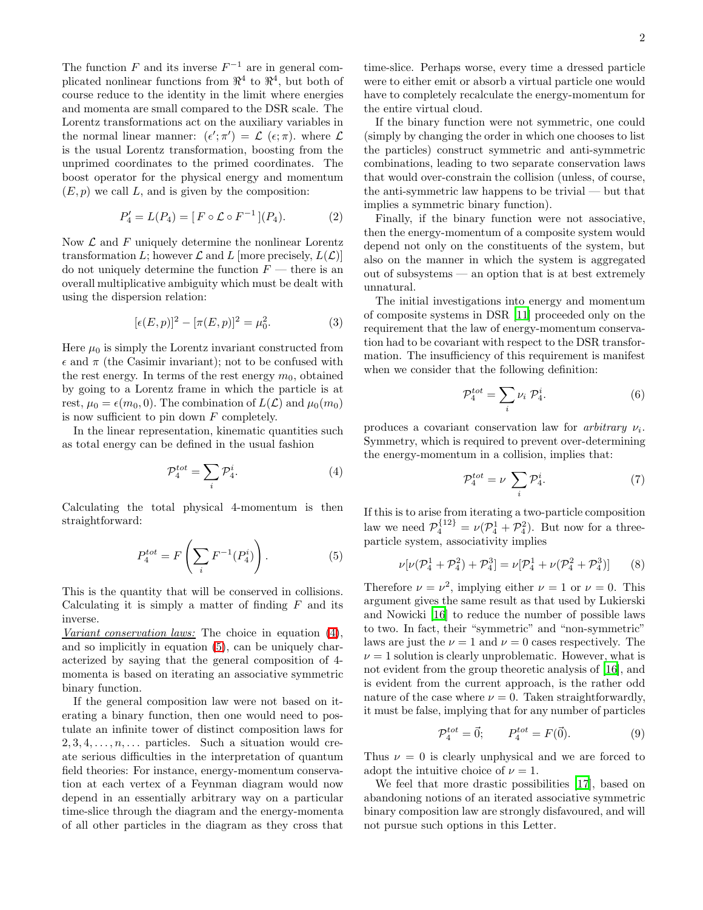The function $F$ and its inverse $F^{-1}$ are in general complicated nonlinear functions from $\Re^4$ to $\Re^4$, but both of course reduce to the identity in the limit where energies and momenta are small compared to the DSR scale. The Lorentz transformations act on the auxiliary variables in the normal linear manner: $(\epsilon'; \pi') = \mathcal{L}\ (\epsilon; \pi)$. where $\mathcal{L}$ is the usual Lorentz transformation, boosting from the unprimed coordinates to the primed coordinates. The boost operator for the physical energy and momentum $(E, p)$ we call $L$, and is given by the composition:

$$P_4' = L(P_4) = [\, F \circ \mathcal{L} \circ F^{-1}\,](P_4). \tag{2}$$

Now $\mathcal{L}$ and $F$ uniquely determine the nonlinear Lorentz transformation $L$; however $\mathcal{L}$ and $L$ [more precisely, $L(\mathcal{L})$] do not uniquely determine the function $F$ — there is an overall multiplicative ambiguity which must be dealt with using the dispersion relation:

$$[\epsilon(E, p)]^2 - [\pi(E, p)]^2 = \mu_0^2. \tag{3}$$

Here $\mu_0$ is simply the Lorentz invariant constructed from $\epsilon$ and $\pi$ (the Casimir invariant); not to be confused with the rest energy. In terms of the rest energy $m_0$, obtained by going to a Lorentz frame in which the particle is at rest, $\mu_0 = \epsilon(m_0, 0)$. The combination of $L(\mathcal{L})$ and $\mu_0(m_0)$ is now sufficient to pin down $F$ completely.

In the linear representation, kinematic quantities such as total energy can be defined in the usual fashion

$$\mathcal{P}_4^{tot} = \sum_i \mathcal{P}_4^i. \tag{4}$$

Calculating the total physical 4-momentum is then straightforward:

$$P_4^{tot} = F\left(\sum_i F^{-1}(P_4^i)\right). \tag{5}$$

This is the quantity that will be conserved in collisions. Calculating it is simply a matter of finding $F$ and its inverse.

*Variant conservation laws:* The choice in equation (4), and so implicitly in equation (5), can be uniquely characterized by saying that the general composition of 4-momenta is based on iterating an associative symmetric binary function.

If the general composition law were not based on iterating a binary function, then one would need to postulate an infinite tower of distinct composition laws for $2, 3, 4, \ldots, n, \ldots$ particles. Such a situation would create serious difficulties in the interpretation of quantum field theories: For instance, energy-momentum conservation at each vertex of a Feynman diagram would now depend in an essentially arbitrary way on a particular time-slice through the diagram and the energy-momenta of all other particles in the diagram as they cross that time-slice. Perhaps worse, every time a dressed particle were to either emit or absorb a virtual particle one would have to completely recalculate the energy-momentum for the entire virtual cloud.

If the binary function were not symmetric, one could (simply by changing the order in which one chooses to list the particles) construct symmetric and anti-symmetric combinations, leading to two separate conservation laws that would over-constrain the collision (unless, of course, the anti-symmetric law happens to be trivial — but that implies a symmetric binary function).

Finally, if the binary function were not associative, then the energy-momentum of a composite system would depend not only on the constituents of the system, but also on the manner in which the system is aggregated out of subsystems — an option that is at best extremely unnatural.

The initial investigations into energy and momentum of composite systems in DSR [11] proceeded only on the requirement that the law of energy-momentum conservation had to be covariant with respect to the DSR transformation. The insufficiency of this requirement is manifest when we consider that the following definition:

$$\mathcal{P}_4^{tot} = \sum_i \nu_i\ \mathcal{P}_4^i. \tag{6}$$

produces a covariant conservation law for *arbitrary* $\nu_i$. Symmetry, which is required to prevent over-determining the energy-momentum in a collision, implies that:

$$\mathcal{P}_4^{tot} = \nu\ \sum_i \mathcal{P}_4^i. \tag{7}$$

If this is to arise from iterating a two-particle composition law we need $\mathcal{P}_4^{\{12\}} = \nu(\mathcal{P}_4^1 + \mathcal{P}_4^2)$. But now for a three-particle system, associativity implies

$$\nu[\nu(\mathcal{P}_4^1 + \mathcal{P}_4^2) + \mathcal{P}_4^3] = \nu[\mathcal{P}_4^1 + \nu(\mathcal{P}_4^2 + \mathcal{P}_4^3)] \tag{8}$$

Therefore $\nu = \nu^2$, implying either $\nu = 1$ or $\nu = 0$. This argument gives the same result as that used by Lukierski and Nowicki [16] to reduce the number of possible laws to two. In fact, their "symmetric" and "non-symmetric" laws are just the $\nu = 1$ and $\nu = 0$ cases respectively. The $\nu = 1$ solution is clearly unproblematic. However, what is not evident from the group theoretic analysis of [16], and is evident from the current approach, is the rather odd nature of the case where $\nu = 0$. Taken straightforwardly, it must be false, implying that for any number of particles

$$\mathcal{P}_4^{tot} = \vec{0}; \qquad P_4^{tot} = F(\vec{0}). \tag{9}$$

Thus $\nu = 0$ is clearly unphysical and we are forced to adopt the intuitive choice of $\nu = 1$.

We feel that more drastic possibilities [17], based on abandoning notions of an iterated associative symmetric binary composition law are strongly disfavoured, and will not pursue such options in this Letter.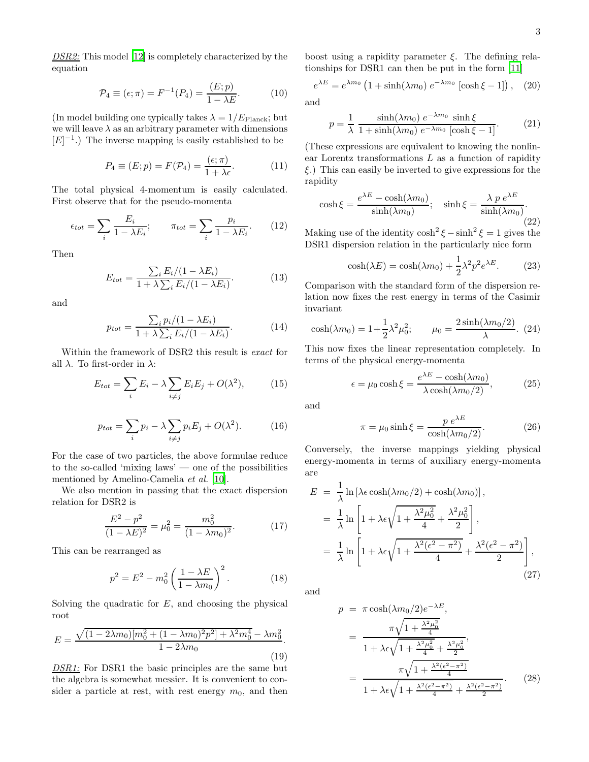*DSR2:* This model [12] is completely characterized by the equation

$$\mathcal{P}_4 \equiv (\epsilon;\pi) = F^{-1}(P_4) = \frac{(E;p)}{1-\lambda E}. \tag{10}$$

(In model building one typically takes $\lambda = 1/E_{\text{Planck}}$; but we will leave $\lambda$ as an arbitrary parameter with dimensions $[E]^{-1}$.) The inverse mapping is easily established to be

$$P_4 \equiv (E;p) = F(\mathcal{P}_4) = \frac{(\epsilon;\pi)}{1+\lambda\epsilon}. \tag{11}$$

The total physical 4-momentum is easily calculated. First observe that for the pseudo-momenta

$$\epsilon_{tot} = \sum_i \frac{E_i}{1-\lambda E_i}; \qquad \pi_{tot} = \sum_i \frac{p_i}{1-\lambda E_i}. \tag{12}$$

Then

$$E_{tot} = \frac{\sum_i E_i/(1-\lambda E_i)}{1+\lambda \sum_i E_i/(1-\lambda E_i)}. \tag{13}$$

and

$$p_{tot} = \frac{\sum_i p_i/(1-\lambda E_i)}{1+\lambda \sum_i E_i/(1-\lambda E_i)}. \tag{14}$$

Within the framework of DSR2 this result is *exact* for all $\lambda$. To first-order in $\lambda$:

$$E_{tot} = \sum_i E_i - \lambda \sum_{i\neq j} E_i E_j + O(\lambda^2), \tag{15}$$

$$p_{tot} = \sum_i p_i - \lambda \sum_{i\neq j} p_i E_j + O(\lambda^2). \tag{16}$$

For the case of two particles, the above formulae reduce to the so-called 'mixing laws' — one of the possibilities mentioned by Amelino-Camelia *et al.* [10].

We also mention in passing that the exact dispersion relation for DSR2 is

$$\frac{E^2-p^2}{(1-\lambda E)^2} = \mu_0^2 = \frac{m_0^2}{(1-\lambda m_0)^2}. \tag{17}$$

This can be rearranged as

$$p^2 = E^2 - m_0^2\left(\frac{1-\lambda E}{1-\lambda m_0}\right)^2. \tag{18}$$

Solving the quadratic for $E$, and choosing the physical root

$$E = \frac{\sqrt{(1-2\lambda m_0)[m_0^2+(1-\lambda m_0)^2 p^2] + \lambda^2 m_0^4} - \lambda m_0^2}{1-2\lambda m_0}. \tag{19}$$

*DSR1:* For DSR1 the basic principles are the same but the algebra is somewhat messier. It is convenient to consider a particle at rest, with rest energy $m_0$, and then boost using a rapidity parameter $\xi$. The defining relationships for DSR1 can then be put in the form [11]

$$e^{\lambda E} = e^{\lambda m_0}\left(1+\sinh(\lambda m_0)\, e^{-\lambda m_0}\,[\cosh\xi - 1]\right), \tag{20}$$

and

$$p = \frac{1}{\lambda}\;\frac{\sinh(\lambda m_0)\; e^{-\lambda m_0}\;\sinh\xi}{1+\sinh(\lambda m_0)\; e^{-\lambda m_0}\;[\cosh\xi - 1]}. \tag{21}$$

(These expressions are equivalent to knowing the nonlinear Lorentz transformations $L$ as a function of rapidity $\xi$.) This can easily be inverted to give expressions for the rapidity

$$\cosh\xi = \frac{e^{\lambda E} - \cosh(\lambda m_0)}{\sinh(\lambda m_0)}; \quad \sinh\xi = \frac{\lambda\; p\; e^{\lambda E}}{\sinh(\lambda m_0)}. \tag{22}$$

Making use of the identity $\cosh^2\xi - \sinh^2\xi = 1$ gives the DSR1 dispersion relation in the particularly nice form

$$\cosh(\lambda E) = \cosh(\lambda m_0) + \frac{1}{2}\lambda^2 p^2 e^{\lambda E}. \tag{23}$$

Comparison with the standard form of the dispersion relation now fixes the rest energy in terms of the Casimir invariant

$$\cosh(\lambda m_0) = 1 + \frac{1}{2}\lambda^2\mu_0^2; \qquad \mu_0 = \frac{2\sinh(\lambda m_0/2)}{\lambda}. \tag{24}$$

This now fixes the linear representation completely. In terms of the physical energy-momenta

$$\epsilon = \mu_0\cosh\xi = \frac{e^{\lambda E} - \cosh(\lambda m_0)}{\lambda\cosh(\lambda m_0/2)}, \tag{25}$$

and

$$\pi = \mu_0 \sinh\xi = \frac{p\; e^{\lambda E}}{\cosh(\lambda m_0/2)}. \tag{26}$$

Conversely, the inverse mappings yielding physical energy-momenta in terms of auxiliary energy-momenta are

$$\begin{aligned}
E &= \frac{1}{\lambda}\ln\left[\lambda\epsilon\cosh(\lambda m_0/2) + \cosh(\lambda m_0)\right], \\
&= \frac{1}{\lambda}\ln\left[1 + \lambda\epsilon\sqrt{1+\frac{\lambda^2\mu_0^2}{4}} + \frac{\lambda^2\mu_0^2}{2}\right], \\
&= \frac{1}{\lambda}\ln\left[1 + \lambda\epsilon\sqrt{1+\frac{\lambda^2(\epsilon^2-\pi^2)}{4}} + \frac{\lambda^2(\epsilon^2-\pi^2)}{2}\right],
\end{aligned} \tag{27}$$

and

$$\begin{aligned}
p &= \pi\cosh(\lambda m_0/2) e^{-\lambda E}, \\
&= \frac{\pi\sqrt{1+\frac{\lambda^2\mu_0^2}{4}}}{1+\lambda\epsilon\sqrt{1+\frac{\lambda^2\mu_0^2}{4}}+\frac{\lambda^2\mu_0^2}{2}}, \\
&= \frac{\pi\sqrt{1+\frac{\lambda^2(\epsilon^2-\pi^2)}{4}}}{1+\lambda\epsilon\sqrt{1+\frac{\lambda^2(\epsilon^2-\pi^2)}{4}}+\frac{\lambda^2(\epsilon^2-\pi^2)}{2}}.
\end{aligned} \tag{28}$$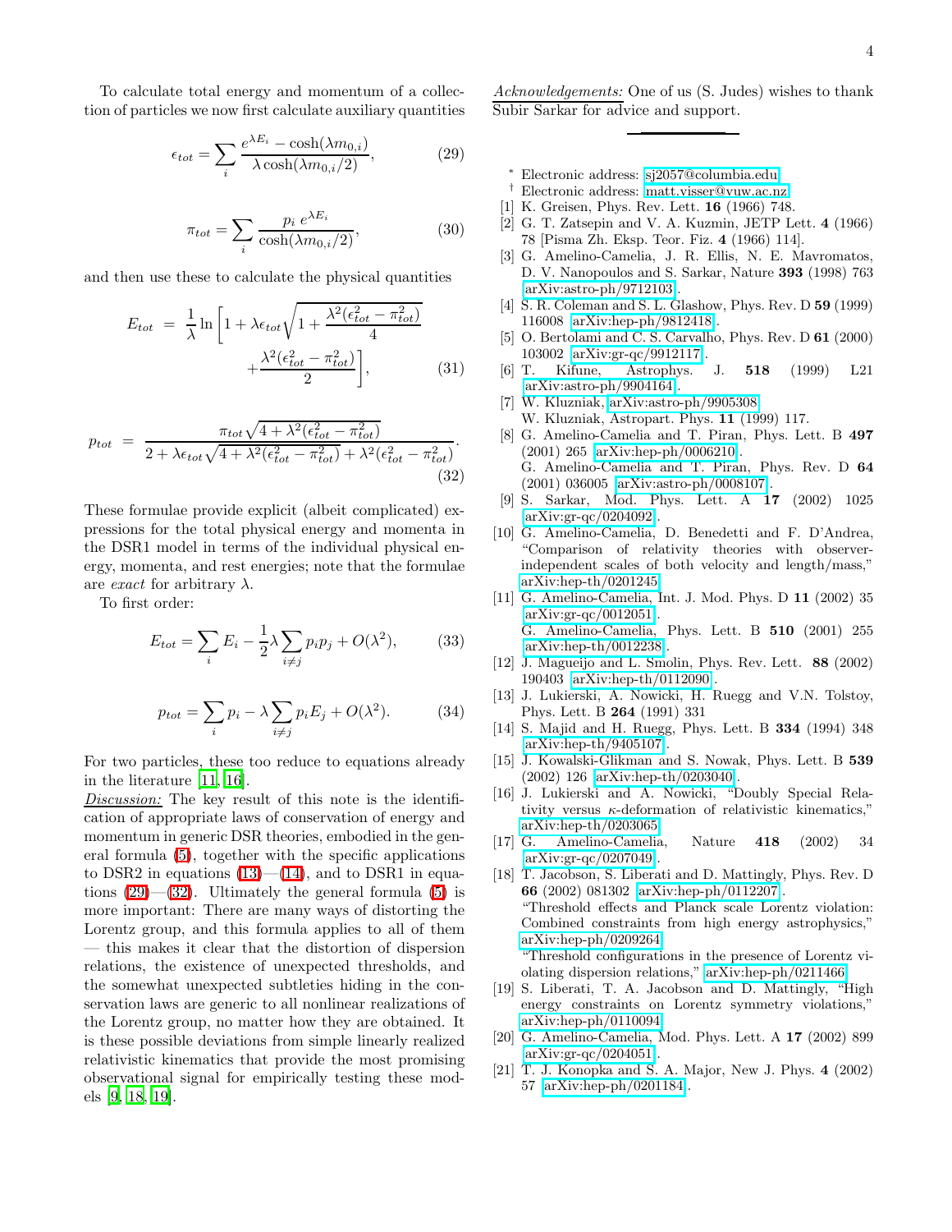To calculate total energy and momentum of a collection of particles we now first calculate auxiliary quantities

$$\epsilon_{tot} = \sum_i \frac{e^{\lambda E_i} - \cosh(\lambda m_{0,i})}{\lambda \cosh(\lambda m_{0,i}/2)}, \tag{29}$$

$$\pi_{tot} = \sum_i \frac{p_i \, e^{\lambda E_i}}{\cosh(\lambda m_{0,i}/2)}, \tag{30}$$

and then use these to calculate the physical quantities

$$E_{tot} \;=\; \frac{1}{\lambda} \ln \left[ 1 + \lambda \epsilon_{tot} \sqrt{1 + \frac{\lambda^2(\epsilon_{tot}^2 - \pi_{tot}^2)}{4}} + \frac{\lambda^2(\epsilon_{tot}^2 - \pi_{tot}^2)}{2} \right], \tag{31}$$

$$p_{tot} \;=\; \frac{\pi_{tot} \sqrt{4 + \lambda^2(\epsilon_{tot}^2 - \pi_{tot}^2)}}{2 + \lambda\epsilon_{tot}\sqrt{4 + \lambda^2(\epsilon_{tot}^2 - \pi_{tot}^2)} + \lambda^2(\epsilon_{tot}^2 - \pi_{tot}^2)}. \tag{32}$$

These formulae provide explicit (albeit complicated) expressions for the total physical energy and momenta in the DSR1 model in terms of the individual physical energy, momenta, and rest energies; note that the formulae are *exact* for arbitrary $\lambda$.

To first order:

$$E_{tot} = \sum_i E_i - \frac{1}{2}\lambda \sum_{i \neq j} p_i p_j + O(\lambda^2), \tag{33}$$

$$p_{tot} = \sum_i p_i - \lambda \sum_{i \neq j} p_i E_j + O(\lambda^2). \tag{34}$$

For two particles, these too reduce to equations already in the literature [11, 16].

*Discussion:* The key result of this note is the identification of appropriate laws of conservation of energy and momentum in generic DSR theories, embodied in the general formula (5), together with the specific applications to DSR2 in equations (13)—(14), and to DSR1 in equations (29)—(32). Ultimately the general formula (5) is more important: There are many ways of distorting the Lorentz group, and this formula applies to all of them — this makes it clear that the distortion of dispersion relations, the existence of unexpected thresholds, and the somewhat unexpected subtleties hiding in the conservation laws are generic to all nonlinear realizations of the Lorentz group, no matter how they are obtained. It is these possible deviations from simple linearly realized relativistic kinematics that provide the most promising observational signal for empirically testing these models [9, 18, 19].

*Acknowledgements:* One of us (S. Judes) wishes to thank Subir Sarkar for advice and support.

---

[*] Electronic address: sj2057@columbia.edu

[†] Electronic address: matt.visser@vuw.ac.nz

[1] K. Greisen, Phys. Rev. Lett. **16** (1966) 748.

[2] G. T. Zatsepin and V. A. Kuzmin, JETP Lett. **4** (1966) 78 [Pisma Zh. Eksp. Teor. Fiz. **4** (1966) 114].

[3] G. Amelino-Camelia, J. R. Ellis, N. E. Mavromatos, D. V. Nanopoulos and S. Sarkar, Nature **393** (1998) 763 arXiv:astro-ph/9712103.

[4] S. R. Coleman and S. L. Glashow, Phys. Rev. D **59** (1999) 116008 arXiv:hep-ph/9812418.

[5] O. Bertolami and C. S. Carvalho, Phys. Rev. D **61** (2000) 103002 arXiv:gr-qc/9912117.

[6] T. Kifune, Astrophys. J. **518** (1999) L21 arXiv:astro-ph/9904164.

[7] W. Kluzniak, arXiv:astro-ph/9905308.
W. Kluzniak, Astropart. Phys. **11** (1999) 117.

[8] G. Amelino-Camelia and T. Piran, Phys. Lett. B **497** (2001) 265 arXiv:hep-ph/0006210.
G. Amelino-Camelia and T. Piran, Phys. Rev. D **64** (2001) 036005 arXiv:astro-ph/0008107.

[9] S. Sarkar, Mod. Phys. Lett. A **17** (2002) 1025 arXiv:gr-qc/0204092.

[10] G. Amelino-Camelia, D. Benedetti and F. D'Andrea, "Comparison of relativity theories with observer-independent scales of both velocity and length/mass," arXiv:hep-th/0201245.

[11] G. Amelino-Camelia, Int. J. Mod. Phys. D **11** (2002) 35 arXiv:gr-qc/0012051.
G. Amelino-Camelia, Phys. Lett. B **510** (2001) 255 arXiv:hep-th/0012238.

[12] J. Magueijo and L. Smolin, Phys. Rev. Lett. **88** (2002) 190403 arXiv:hep-th/0112090.

[13] J. Lukierski, A. Nowicki, H. Ruegg and V.N. Tolstoy, Phys. Lett. B **264** (1991) 331

[14] S. Majid and H. Ruegg, Phys. Lett. B **334** (1994) 348 arXiv:hep-th/9405107.

[15] J. Kowalski-Glikman and S. Nowak, Phys. Lett. B **539** (2002) 126 arXiv:hep-th/0203040.

[16] J. Lukierski and A. Nowicki, "Doubly Special Relativity versus $\kappa$-deformation of relativistic kinematics," arXiv:hep-th/0203065.

[17] G. Amelino-Camelia, Nature **418** (2002) 34 arXiv:gr-qc/0207049.

[18] T. Jacobson, S. Liberati and D. Mattingly, Phys. Rev. D **66** (2002) 081302 arXiv:hep-ph/0112207.
"Threshold effects and Planck scale Lorentz violation: Combined constraints from high energy astrophysics," arXiv:hep-ph/0209264.
"Threshold configurations in the presence of Lorentz violating dispersion relations," arXiv:hep-ph/0211466.

[19] S. Liberati, T. A. Jacobson and D. Mattingly, "High energy constraints on Lorentz symmetry violations," arXiv:hep-ph/0110094.

[20] G. Amelino-Camelia, Mod. Phys. Lett. A **17** (2002) 899 arXiv:gr-qc/0204051.

[21] T. J. Konopka and S. A. Major, New J. Phys. **4** (2002) 57 arXiv:hep-ph/0201184.